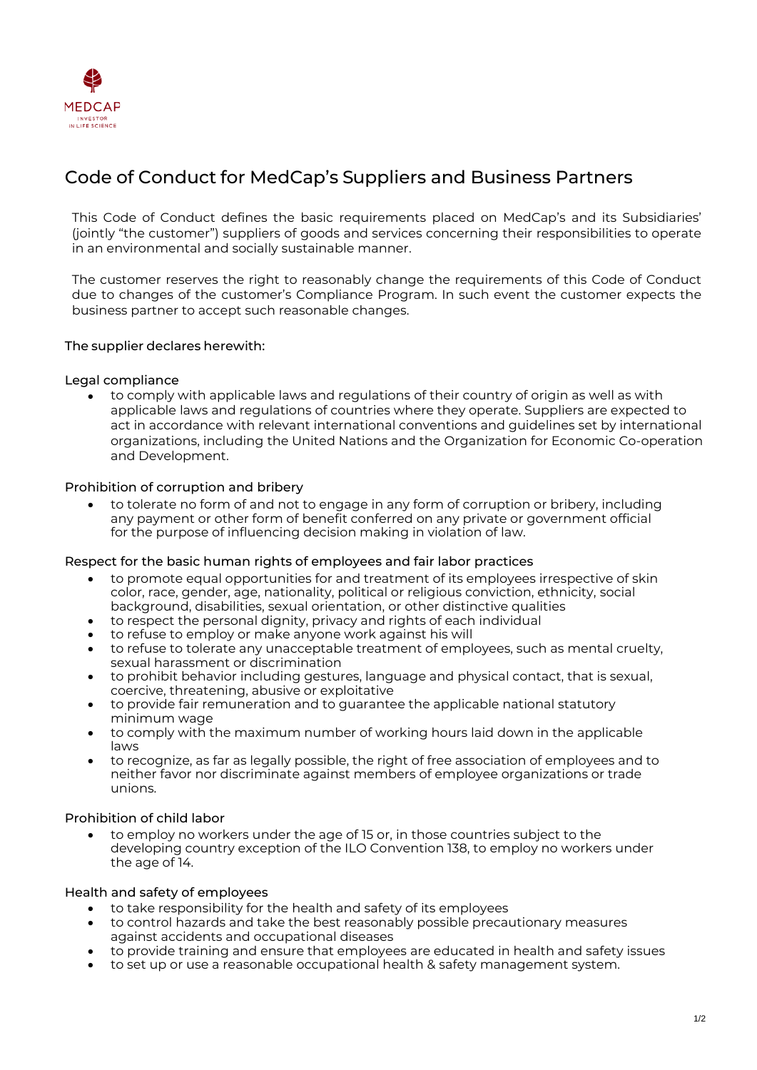MEDCAP
INVESTOR
IN LIFE SCIENCE

# Code of Conduct for MedCap's Suppliers and Business Partners

This Code of Conduct defines the basic requirements placed on MedCap's and its Subsidiaries' (jointly "the customer") suppliers of goods and services concerning their responsibilities to operate in an environmental and socially sustainable manner.

The customer reserves the right to reasonably change the requirements of this Code of Conduct due to changes of the customer's Compliance Program. In such event the customer expects the business partner to accept such reasonable changes.

**The supplier declares herewith:**

### Legal compliance

- to comply with applicable laws and regulations of their country of origin as well as with applicable laws and regulations of countries where they operate. Suppliers are expected to act in accordance with relevant international conventions and guidelines set by international organizations, including the United Nations and the Organization for Economic Co-operation and Development.

### Prohibition of corruption and bribery

- to tolerate no form of and not to engage in any form of corruption or bribery, including any payment or other form of benefit conferred on any private or government official for the purpose of influencing decision making in violation of law.

### Respect for the basic human rights of employees and fair labor practices

- to promote equal opportunities for and treatment of its employees irrespective of skin color, race, gender, age, nationality, political or religious conviction, ethnicity, social background, disabilities, sexual orientation, or other distinctive qualities
- to respect the personal dignity, privacy and rights of each individual
- to refuse to employ or make anyone work against his will
- to refuse to tolerate any unacceptable treatment of employees, such as mental cruelty, sexual harassment or discrimination
- to prohibit behavior including gestures, language and physical contact, that is sexual, coercive, threatening, abusive or exploitative
- to provide fair remuneration and to guarantee the applicable national statutory minimum wage
- to comply with the maximum number of working hours laid down in the applicable laws
- to recognize, as far as legally possible, the right of free association of employees and to neither favor nor discriminate against members of employee organizations or trade unions.

### Prohibition of child labor

- to employ no workers under the age of 15 or, in those countries subject to the developing country exception of the ILO Convention 138, to employ no workers under the age of 14.

### Health and safety of employees

- to take responsibility for the health and safety of its employees
- to control hazards and take the best reasonably possible precautionary measures against accidents and occupational diseases
- to provide training and ensure that employees are educated in health and safety issues
- to set up or use a reasonable occupational health & safety management system.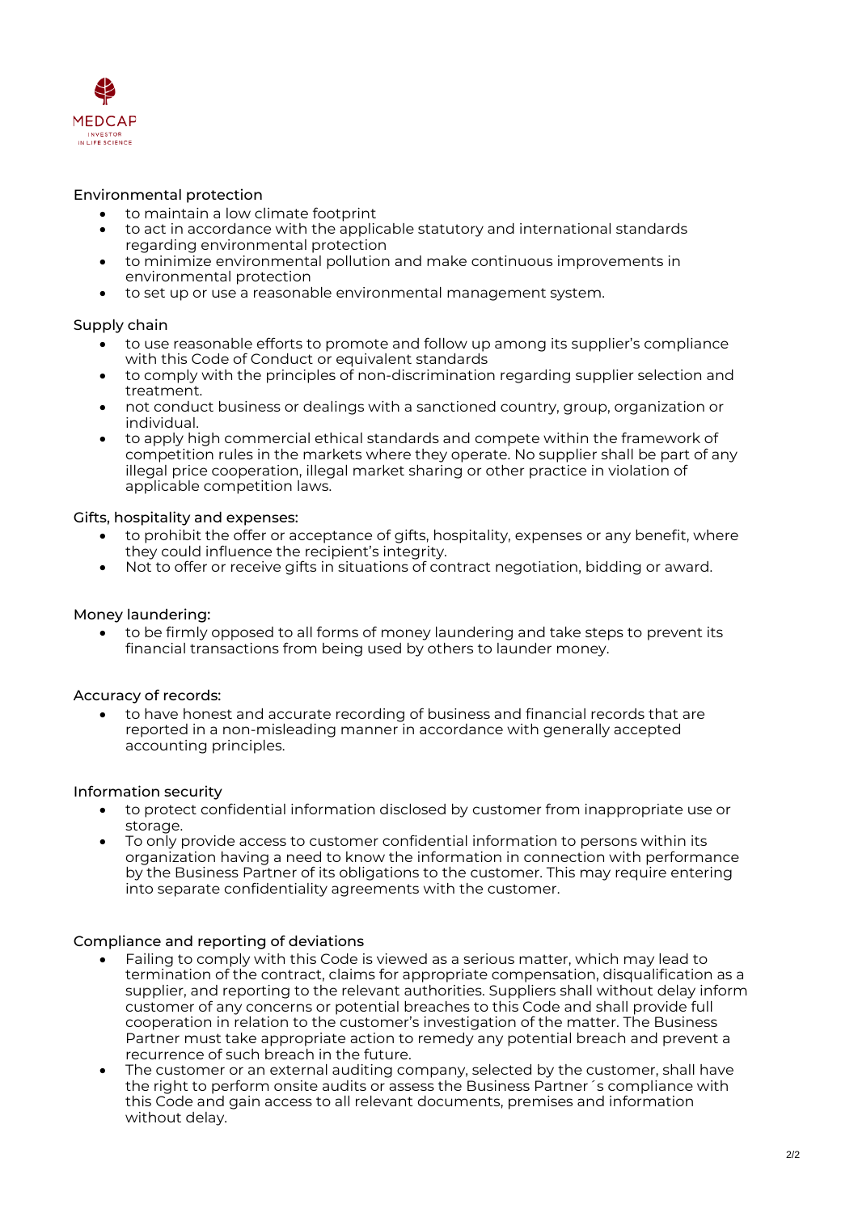### Environmental protection

- to maintain a low climate footprint
- to act in accordance with the applicable statutory and international standards regarding environmental protection
- to minimize environmental pollution and make continuous improvements in environmental protection
- to set up or use a reasonable environmental management system.

### Supply chain

- to use reasonable efforts to promote and follow up among its supplier's compliance with this Code of Conduct or equivalent standards
- to comply with the principles of non-discrimination regarding supplier selection and treatment.
- not conduct business or dealings with a sanctioned country, group, organization or individual.
- to apply high commercial ethical standards and compete within the framework of competition rules in the markets where they operate. No supplier shall be part of any illegal price cooperation, illegal market sharing or other practice in violation of applicable competition laws.

### Gifts, hospitality and expenses:

- to prohibit the offer or acceptance of gifts, hospitality, expenses or any benefit, where they could influence the recipient's integrity.
- Not to offer or receive gifts in situations of contract negotiation, bidding or award.

### Money laundering:

- to be firmly opposed to all forms of money laundering and take steps to prevent its financial transactions from being used by others to launder money.

### Accuracy of records:

- to have honest and accurate recording of business and financial records that are reported in a non-misleading manner in accordance with generally accepted accounting principles.

### Information security

- to protect confidential information disclosed by customer from inappropriate use or storage.
- To only provide access to customer confidential information to persons within its organization having a need to know the information in connection with performance by the Business Partner of its obligations to the customer. This may require entering into separate confidentiality agreements with the customer.

### Compliance and reporting of deviations

- Failing to comply with this Code is viewed as a serious matter, which may lead to termination of the contract, claims for appropriate compensation, disqualification as a supplier, and reporting to the relevant authorities. Suppliers shall without delay inform customer of any concerns or potential breaches to this Code and shall provide full cooperation in relation to the customer's investigation of the matter. The Business Partner must take appropriate action to remedy any potential breach and prevent a recurrence of such breach in the future.
- The customer or an external auditing company, selected by the customer, shall have the right to perform onsite audits or assess the Business Partner´s compliance with this Code and gain access to all relevant documents, premises and information without delay.